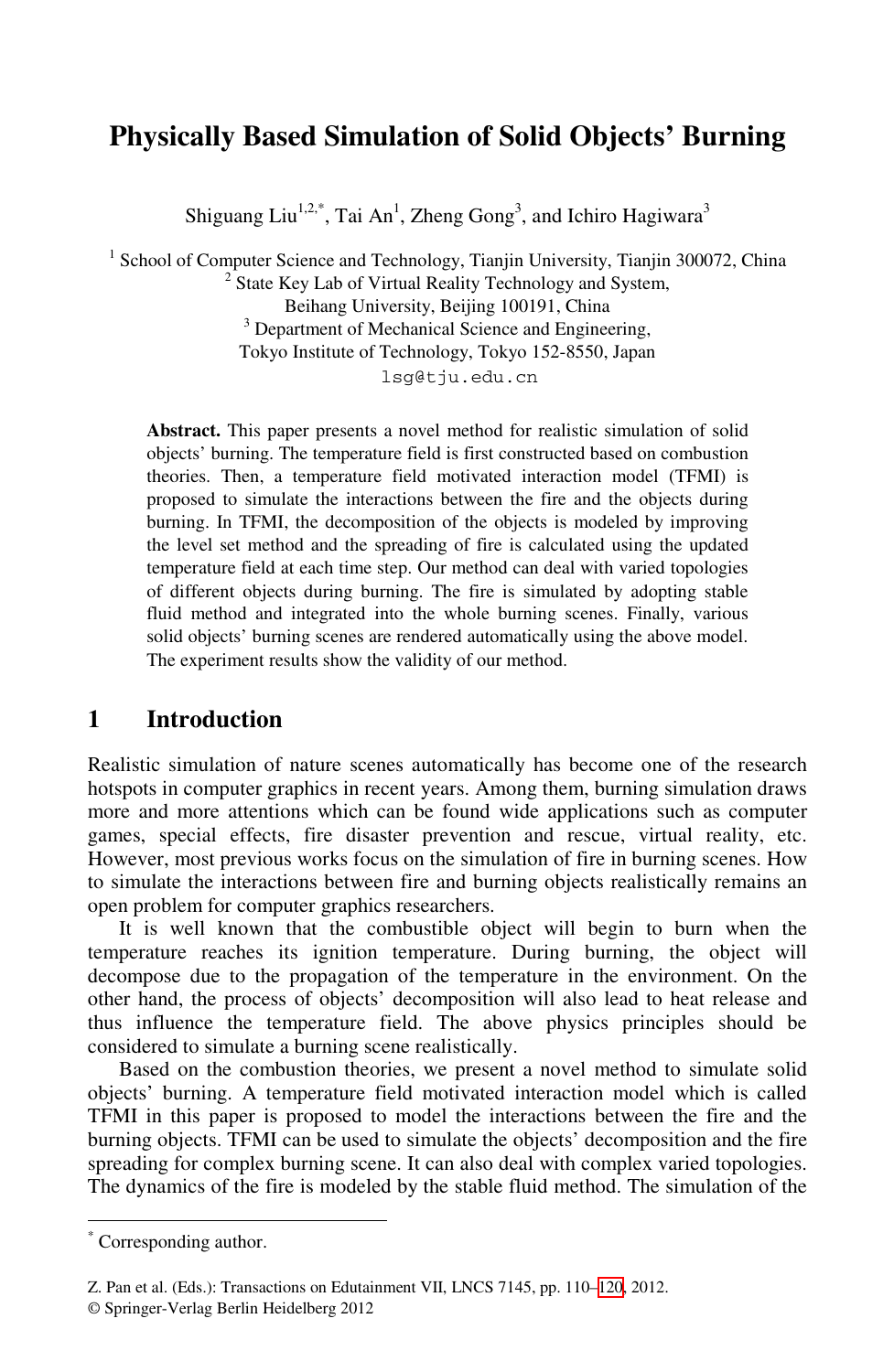# Physically Based Simulation of Solid Objects' Burning

Shiguang Liu[1,2,*], Tai An[1], Zheng Gong[3], and Ichiro Hagiwara[3]

[1] School of Computer Science and Technology, Tianjin University, Tianjin 300072, China
[2] State Key Lab of Virtual Reality Technology and System, Beihang University, Beijing 100191, China
[3] Department of Mechanical Science and Engineering, Tokyo Institute of Technology, Tokyo 152-8550, Japan

lsg@tju.edu.cn

**Abstract.** This paper presents a novel method for realistic simulation of solid objects' burning. The temperature field is first constructed based on combustion theories. Then, a temperature field motivated interaction model (TFMI) is proposed to simulate the interactions between the fire and the objects during burning. In TFMI, the decomposition of the objects is modeled by improving the level set method and the spreading of fire is calculated using the updated temperature field at each time step. Our method can deal with varied topologies of different objects during burning. The fire is simulated by adopting stable fluid method and integrated into the whole burning scenes. Finally, various solid objects' burning scenes are rendered automatically using the above model. The experiment results show the validity of our method.

## 1 Introduction

Realistic simulation of nature scenes automatically has become one of the research hotspots in computer graphics in recent years. Among them, burning simulation draws more and more attentions which can be found wide applications such as computer games, special effects, fire disaster prevention and rescue, virtual reality, etc. However, most previous works focus on the simulation of fire in burning scenes. How to simulate the interactions between fire and burning objects realistically remains an open problem for computer graphics researchers.

It is well known that the combustible object will begin to burn when the temperature reaches its ignition temperature. During burning, the object will decompose due to the propagation of the temperature in the environment. On the other hand, the process of objects' decomposition will also lead to heat release and thus influence the temperature field. The above physics principles should be considered to simulate a burning scene realistically.

Based on the combustion theories, we present a novel method to simulate solid objects' burning. A temperature field motivated interaction model which is called TFMI in this paper is proposed to model the interactions between the fire and the burning objects. TFMI can be used to simulate the objects' decomposition and the fire spreading for complex burning scene. It can also deal with complex varied topologies. The dynamics of the fire is modeled by the stable fluid method. The simulation of the

[*] Corresponding author.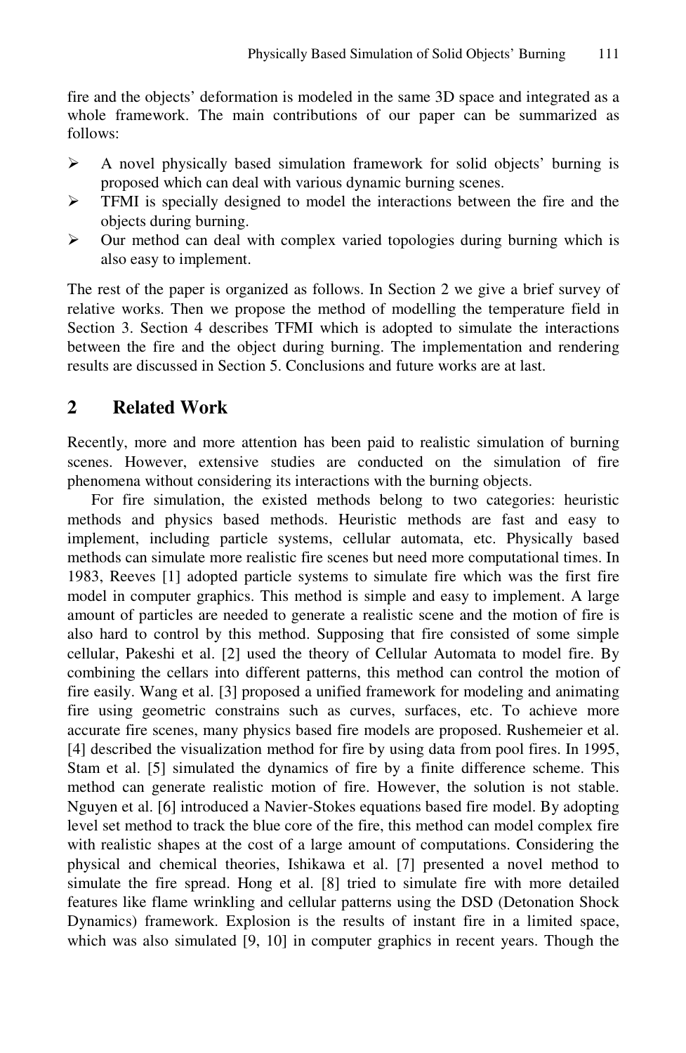fire and the objects' deformation is modeled in the same 3D space and integrated as a whole framework. The main contributions of our paper can be summarized as follows:

- A novel physically based simulation framework for solid objects' burning is proposed which can deal with various dynamic burning scenes.
- TFMI is specially designed to model the interactions between the fire and the objects during burning.
- Our method can deal with complex varied topologies during burning which is also easy to implement.

The rest of the paper is organized as follows. In Section 2 we give a brief survey of relative works. Then we propose the method of modelling the temperature field in Section 3. Section 4 describes TFMI which is adopted to simulate the interactions between the fire and the object during burning. The implementation and rendering results are discussed in Section 5. Conclusions and future works are at last.

## 2 Related Work

Recently, more and more attention has been paid to realistic simulation of burning scenes. However, extensive studies are conducted on the simulation of fire phenomena without considering its interactions with the burning objects.

For fire simulation, the existed methods belong to two categories: heuristic methods and physics based methods. Heuristic methods are fast and easy to implement, including particle systems, cellular automata, etc. Physically based methods can simulate more realistic fire scenes but need more computational times. In 1983, Reeves [1] adopted particle systems to simulate fire which was the first fire model in computer graphics. This method is simple and easy to implement. A large amount of particles are needed to generate a realistic scene and the motion of fire is also hard to control by this method. Supposing that fire consisted of some simple cellular, Pakeshi et al. [2] used the theory of Cellular Automata to model fire. By combining the cellars into different patterns, this method can control the motion of fire easily. Wang et al. [3] proposed a unified framework for modeling and animating fire using geometric constrains such as curves, surfaces, etc. To achieve more accurate fire scenes, many physics based fire models are proposed. Rushemeier et al. [4] described the visualization method for fire by using data from pool fires. In 1995, Stam et al. [5] simulated the dynamics of fire by a finite difference scheme. This method can generate realistic motion of fire. However, the solution is not stable. Nguyen et al. [6] introduced a Navier-Stokes equations based fire model. By adopting level set method to track the blue core of the fire, this method can model complex fire with realistic shapes at the cost of a large amount of computations. Considering the physical and chemical theories, Ishikawa et al. [7] presented a novel method to simulate the fire spread. Hong et al. [8] tried to simulate fire with more detailed features like flame wrinkling and cellular patterns using the DSD (Detonation Shock Dynamics) framework. Explosion is the results of instant fire in a limited space, which was also simulated [9, 10] in computer graphics in recent years. Though the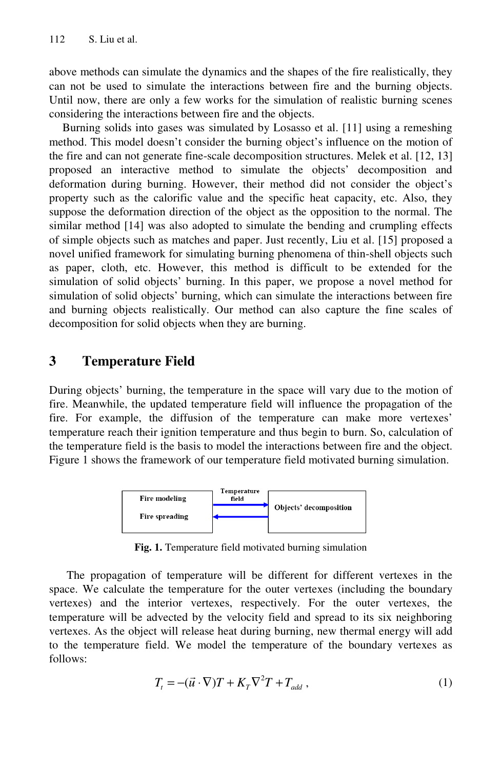above methods can simulate the dynamics and the shapes of the fire realistically, they can not be used to simulate the interactions between fire and the burning objects. Until now, there are only a few works for the simulation of realistic burning scenes considering the interactions between fire and the objects.

Burning solids into gases was simulated by Losasso et al. [11] using a remeshing method. This model doesn't consider the burning object's influence on the motion of the fire and can not generate fine-scale decomposition structures. Melek et al. [12, 13] proposed an interactive method to simulate the objects' decomposition and deformation during burning. However, their method did not consider the object's property such as the calorific value and the specific heat capacity, etc. Also, they suppose the deformation direction of the object as the opposition to the normal. The similar method [14] was also adopted to simulate the bending and crumpling effects of simple objects such as matches and paper. Just recently, Liu et al. [15] proposed a novel unified framework for simulating burning phenomena of thin-shell objects such as paper, cloth, etc. However, this method is difficult to be extended for the simulation of solid objects' burning. In this paper, we propose a novel method for simulation of solid objects' burning, which can simulate the interactions between fire and burning objects realistically. Our method can also capture the fine scales of decomposition for solid objects when they are burning.

## 3 Temperature Field

During objects' burning, the temperature in the space will vary due to the motion of fire. Meanwhile, the updated temperature field will influence the propagation of the fire. For example, the diffusion of the temperature can make more vertexes' temperature reach their ignition temperature and thus begin to burn. So, calculation of the temperature field is the basis to model the interactions between fire and the object. Figure 1 shows the framework of our temperature field motivated burning simulation.

Fire modeling

Fire spreading

Temperature field

Objects' decomposition

**Fig. 1.** Temperature field motivated burning simulation

The propagation of temperature will be different for different vertexes in the space. We calculate the temperature for the outer vertexes (including the boundary vertexes) and the interior vertexes, respectively. For the outer vertexes, the temperature will be advected by the velocity field and spread to its six neighboring vertexes. As the object will release heat during burning, new thermal energy will add to the temperature field. We model the temperature of the boundary vertexes as follows:

$$T_t = -(\vec{u} \cdot \nabla)T + K_T \nabla^2 T + T_{add} \,, \tag{1}$$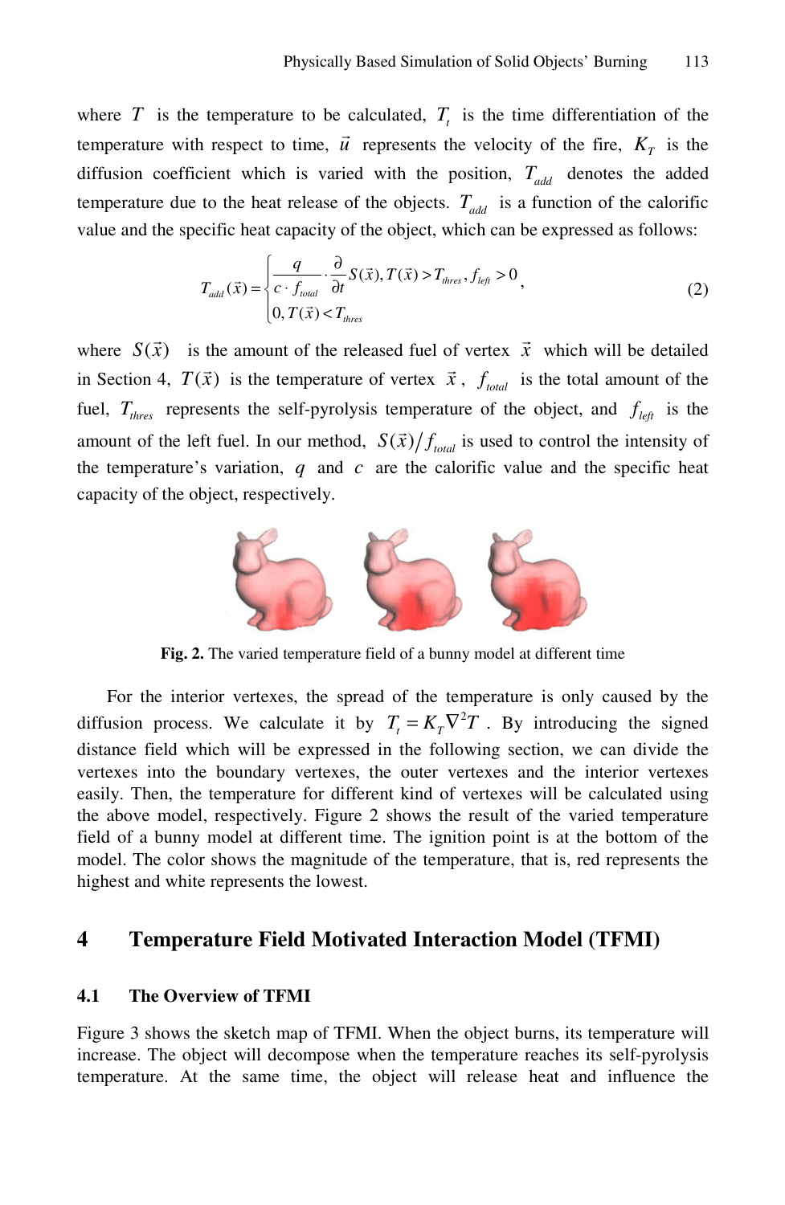where $T$ is the temperature to be calculated, $T_t$ is the time differentiation of the temperature with respect to time, $\vec{u}$ represents the velocity of the fire, $K_T$ is the diffusion coefficient which is varied with the position, $T_{add}$ denotes the added temperature due to the heat release of the objects. $T_{add}$ is a function of the calorific value and the specific heat capacity of the object, which can be expressed as follows:

$$T_{add}(\vec{x}) = \begin{cases} \dfrac{q}{c \cdot f_{total}} \cdot \dfrac{\partial}{\partial t} S(\vec{x}), T(\vec{x}) > T_{thres}, f_{left} > 0 \\ 0, T(\vec{x}) < T_{thres} \end{cases}, \tag{2}$$

where $S(\vec{x})$ is the amount of the released fuel of vertex $\vec{x}$ which will be detailed in Section 4, $T(\vec{x})$ is the temperature of vertex $\vec{x}$, $f_{total}$ is the total amount of the fuel, $T_{thres}$ represents the self-pyrolysis temperature of the object, and $f_{left}$ is the amount of the left fuel. In our method, $S(\vec{x})/f_{total}$ is used to control the intensity of the temperature's variation, $q$ and $c$ are the calorific value and the specific heat capacity of the object, respectively.

**Fig. 2.** The varied temperature field of a bunny model at different time

For the interior vertexes, the spread of the temperature is only caused by the diffusion process. We calculate it by $T_t = K_T \nabla^2 T$. By introducing the signed distance field which will be expressed in the following section, we can divide the vertexes into the boundary vertexes, the outer vertexes and the interior vertexes easily. Then, the temperature for different kind of vertexes will be calculated using the above model, respectively. Figure 2 shows the result of the varied temperature field of a bunny model at different time. The ignition point is at the bottom of the model. The color shows the magnitude of the temperature, that is, red represents the highest and white represents the lowest.

## 4 Temperature Field Motivated Interaction Model (TFMI)

### 4.1 The Overview of TFMI

Figure 3 shows the sketch map of TFMI. When the object burns, its temperature will increase. The object will decompose when the temperature reaches its self-pyrolysis temperature. At the same time, the object will release heat and influence the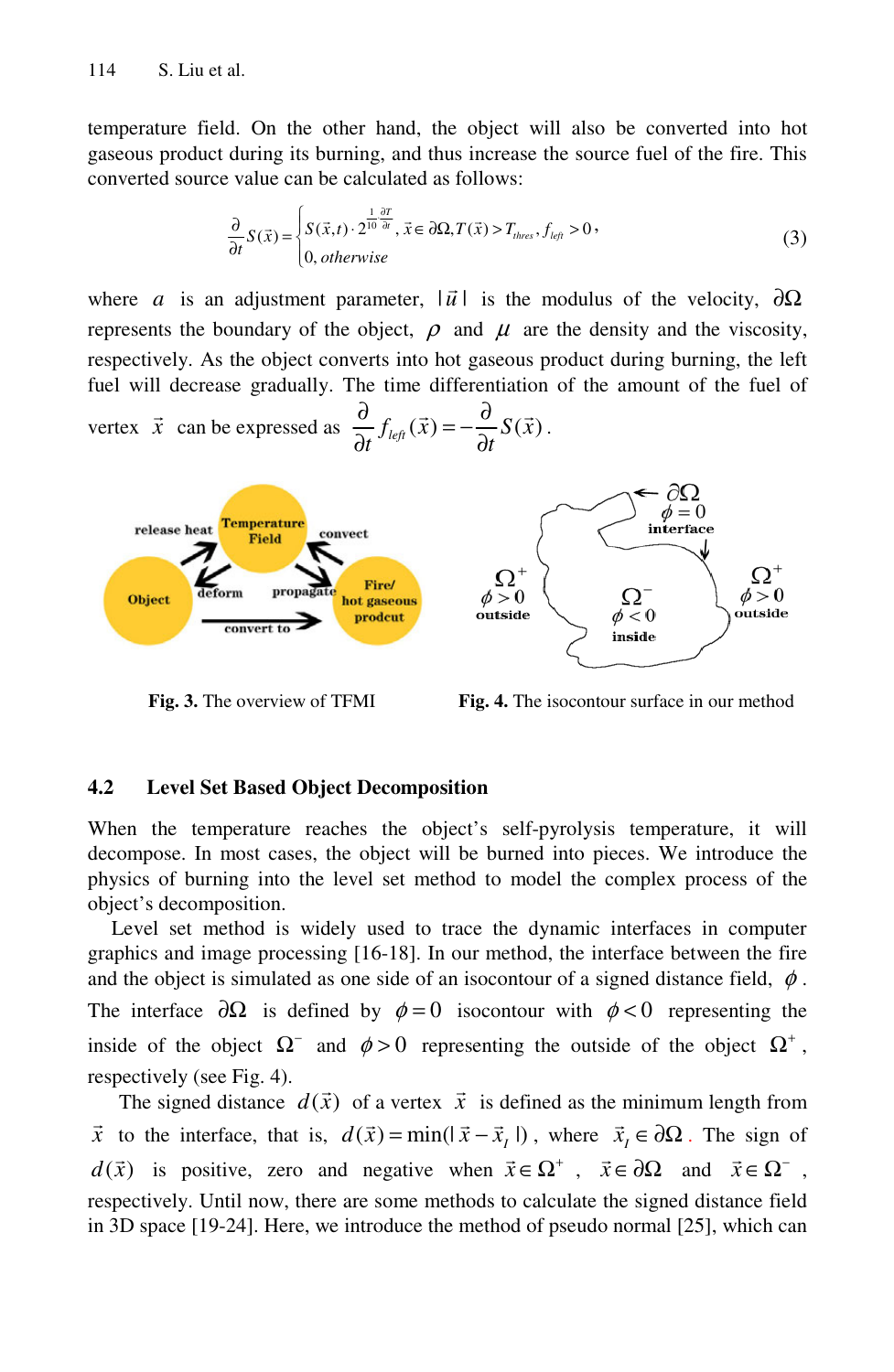temperature field. On the other hand, the object will also be converted into hot gaseous product during its burning, and thus increase the source fuel of the fire. This converted source value can be calculated as follows:

$$\frac{\partial}{\partial t} S(\vec{x}) = \begin{cases} S(\vec{x},t) \cdot 2^{\frac{1}{10}\frac{\partial T}{\partial t}}, \vec{x} \in \partial\Omega, T(\vec{x}) > T_{thres}, f_{left} > 0, \\ 0, \textit{otherwise} \end{cases} \tag{3}$$

where $a$ is an adjustment parameter, $|\vec{u}|$ is the modulus of the velocity, $\partial\Omega$ represents the boundary of the object, $\rho$ and $\mu$ are the density and the viscosity, respectively. As the object converts into hot gaseous product during burning, the left fuel will decrease gradually. The time differentiation of the amount of the fuel of vertex $\vec{x}$ can be expressed as $\frac{\partial}{\partial t} f_{left}(\vec{x}) = -\frac{\partial}{\partial t} S(\vec{x})$.

**Fig. 3.** The overview of TFMI

**Fig. 4.** The isocontour surface in our method

## 4.2 Level Set Based Object Decomposition

When the temperature reaches the object's self-pyrolysis temperature, it will decompose. In most cases, the object will be burned into pieces. We introduce the physics of burning into the level set method to model the complex process of the object's decomposition.

Level set method is widely used to trace the dynamic interfaces in computer graphics and image processing [16-18]. In our method, the interface between the fire and the object is simulated as one side of an isocontour of a signed distance field, $\phi$. The interface $\partial\Omega$ is defined by $\phi = 0$ isocontour with $\phi < 0$ representing the inside of the object $\Omega^-$ and $\phi > 0$ representing the outside of the object $\Omega^+$, respectively (see Fig. 4).

The signed distance $d(\vec{x})$ of a vertex $\vec{x}$ is defined as the minimum length from $\vec{x}$ to the interface, that is, $d(\vec{x}) = \min(|\vec{x} - \vec{x}_I|)$, where $\vec{x}_I \in \partial\Omega$. The sign of $d(\vec{x})$ is positive, zero and negative when $\vec{x} \in \Omega^+$, $\vec{x} \in \partial\Omega$ and $\vec{x} \in \Omega^-$, respectively. Until now, there are some methods to calculate the signed distance field in 3D space [19-24]. Here, we introduce the method of pseudo normal [25], which can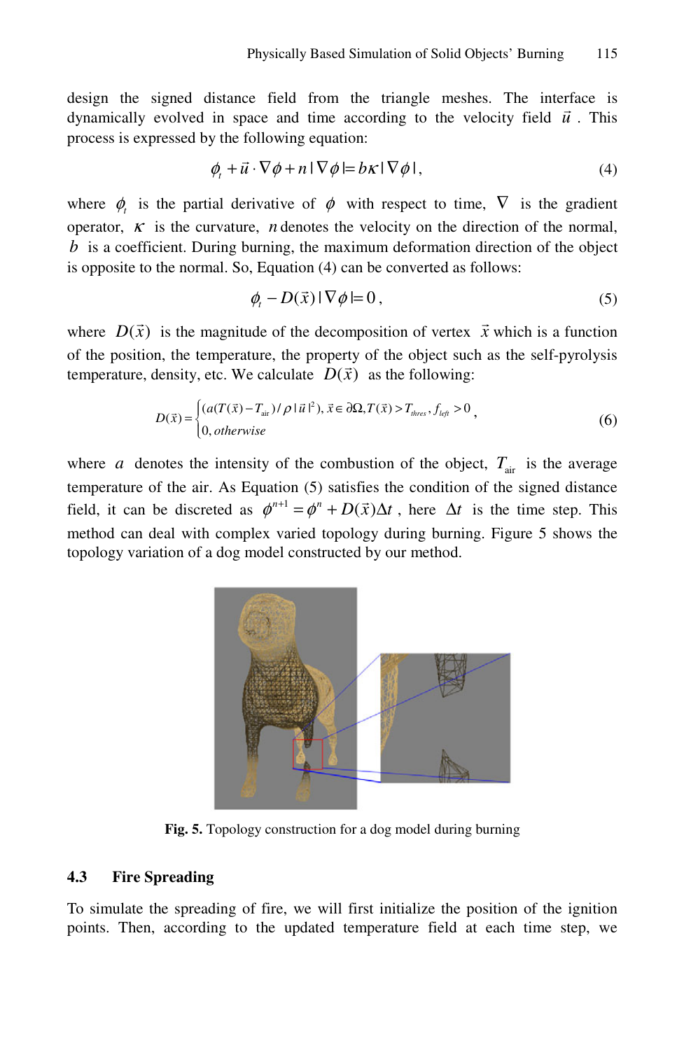design the signed distance field from the triangle meshes. The interface is dynamically evolved in space and time according to the velocity field $\vec{u}$. This process is expressed by the following equation:

$$\phi_t + \vec{u} \cdot \nabla \phi + n |\nabla \phi| = b\kappa |\nabla \phi|, \tag{4}$$

where $\phi_t$ is the partial derivative of $\phi$ with respect to time, $\nabla$ is the gradient operator, $\kappa$ is the curvature, $n$ denotes the velocity on the direction of the normal, $b$ is a coefficient. During burning, the maximum deformation direction of the object is opposite to the normal. So, Equation (4) can be converted as follows:

$$\phi_t - D(\vec{x}) |\nabla \phi| = 0, \tag{5}$$

where $D(\vec{x})$ is the magnitude of the decomposition of vertex $\vec{x}$ which is a function of the position, the temperature, the property of the object such as the self-pyrolysis temperature, density, etc. We calculate $D(\vec{x})$ as the following:

$$D(\vec{x}) = \begin{cases} (a(T(\vec{x}) - T_{\text{air}}) / \rho |\vec{u}|^2), \vec{x} \in \partial\Omega, T(\vec{x}) > T_{thres}, f_{left} > 0 \\ 0, \textit{otherwise} \end{cases}, \tag{6}$$

where $a$ denotes the intensity of the combustion of the object, $T_{\text{air}}$ is the average temperature of the air. As Equation (5) satisfies the condition of the signed distance field, it can be discreted as $\phi^{n+1} = \phi^n + D(\vec{x})\Delta t$, here $\Delta t$ is the time step. This method can deal with complex varied topology during burning. Figure 5 shows the topology variation of a dog model constructed by our method.

**Fig. 5.** Topology construction for a dog model during burning

### 4.3 Fire Spreading

To simulate the spreading of fire, we will first initialize the position of the ignition points. Then, according to the updated temperature field at each time step, we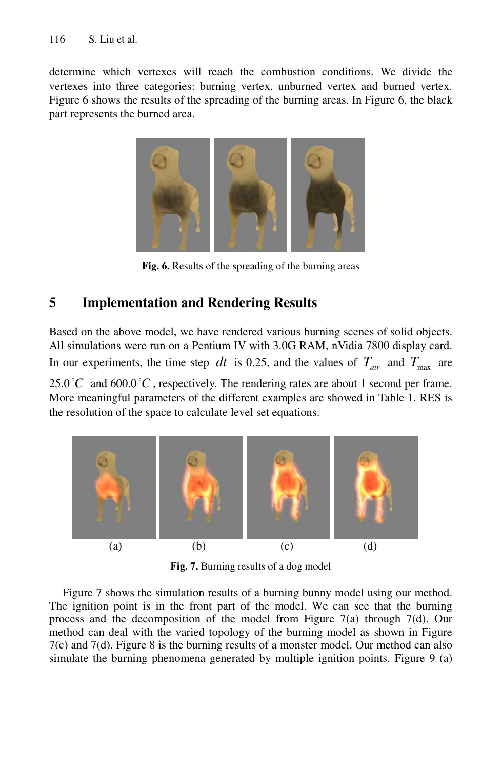determine which vertexes will reach the combustion conditions. We divide the vertexes into three categories: burning vertex, unburned vertex and burned vertex. Figure 6 shows the results of the spreading of the burning areas. In Figure 6, the black part represents the burned area.

**Fig. 6.** Results of the spreading of the burning areas

## 5 Implementation and Rendering Results

Based on the above model, we have rendered various burning scenes of solid objects. All simulations were run on a Pentium IV with 3.0G RAM, nVidia 7800 display card. In our experiments, the time step $dt$ is 0.25, and the values of $T_{air}$ and $T_{\max}$ are $25.0^{\circ}C$ and $600.0^{\circ}C$, respectively. The rendering rates are about 1 second per frame. More meaningful parameters of the different examples are showed in Table 1. RES is the resolution of the space to calculate level set equations.

(a) (b) (c) (d)

**Fig. 7.** Burning results of a dog model

Figure 7 shows the simulation results of a burning bunny model using our method. The ignition point is in the front part of the model. We can see that the burning process and the decomposition of the model from Figure 7(a) through 7(d). Our method can deal with the varied topology of the burning model as shown in Figure 7(c) and 7(d). Figure 8 is the burning results of a monster model. Our method can also simulate the burning phenomena generated by multiple ignition points. Figure 9 (a)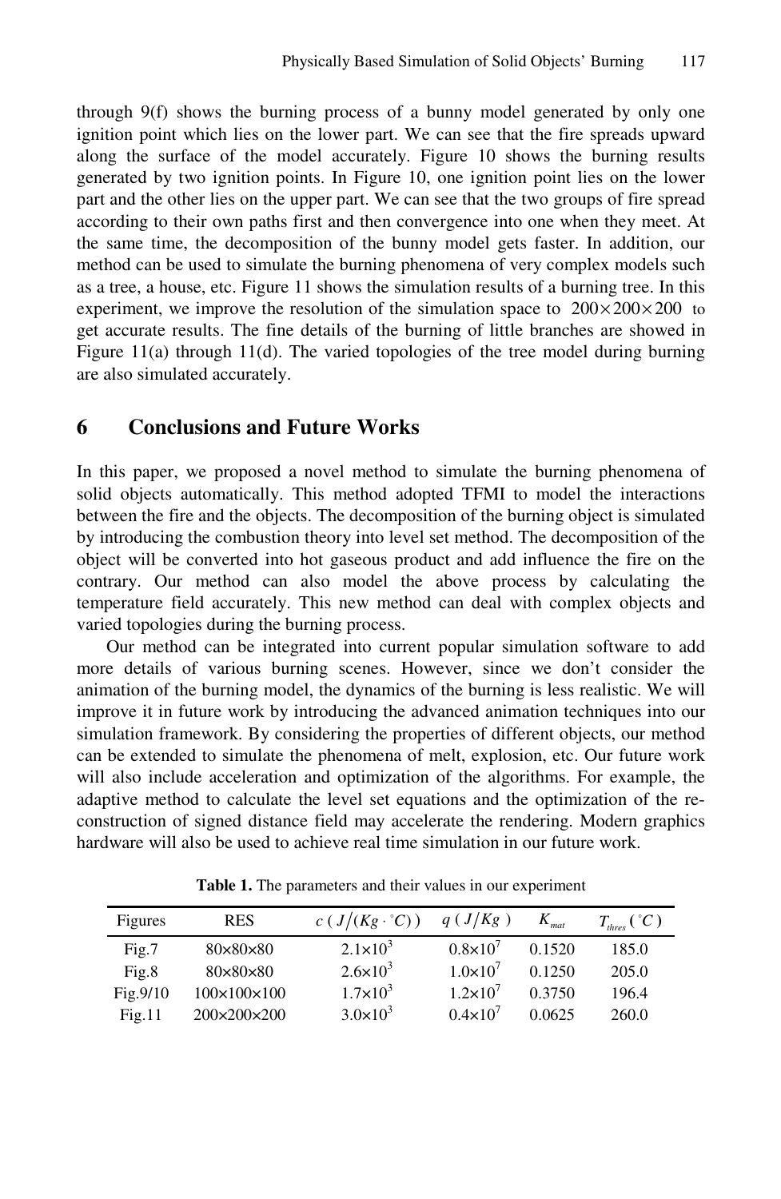through 9(f) shows the burning process of a bunny model generated by only one ignition point which lies on the lower part. We can see that the fire spreads upward along the surface of the model accurately. Figure 10 shows the burning results generated by two ignition points. In Figure 10, one ignition point lies on the lower part and the other lies on the upper part. We can see that the two groups of fire spread according to their own paths first and then convergence into one when they meet. At the same time, the decomposition of the bunny model gets faster. In addition, our method can be used to simulate the burning phenomena of very complex models such as a tree, a house, etc. Figure 11 shows the simulation results of a burning tree. In this experiment, we improve the resolution of the simulation space to $200\times200\times200$ to get accurate results. The fine details of the burning of little branches are showed in Figure 11(a) through 11(d). The varied topologies of the tree model during burning are also simulated accurately.

## 6 Conclusions and Future Works

In this paper, we proposed a novel method to simulate the burning phenomena of solid objects automatically. This method adopted TFMI to model the interactions between the fire and the objects. The decomposition of the burning object is simulated by introducing the combustion theory into level set method. The decomposition of the object will be converted into hot gaseous product and add influence the fire on the contrary. Our method can also model the above process by calculating the temperature field accurately. This new method can deal with complex objects and varied topologies during the burning process.

Our method can be integrated into current popular simulation software to add more details of various burning scenes. However, since we don't consider the animation of the burning model, the dynamics of the burning is less realistic. We will improve it in future work by introducing the advanced animation techniques into our simulation framework. By considering the properties of different objects, our method can be extended to simulate the phenomena of melt, explosion, etc. Our future work will also include acceleration and optimization of the algorithms. For example, the adaptive method to calculate the level set equations and the optimization of the re-construction of signed distance field may accelerate the rendering. Modern graphics hardware will also be used to achieve real time simulation in our future work.

**Table 1.** The parameters and their values in our experiment

| Figures | RES | $c$ ( $J/(Kg\cdot{}^{\circ}C)$ ) | $q$ ( $J/Kg$ ) | $K_{mat}$ | $T_{thres}$ ( ${}^{\circ}C$ ) |
|---|---|---|---|---|---|
| Fig.7 | 80×80×80 | $2.1\times10^{3}$ | $0.8\times10^{7}$ | 0.1520 | 185.0 |
| Fig.8 | 80×80×80 | $2.6\times10^{3}$ | $1.0\times10^{7}$ | 0.1250 | 205.0 |
| Fig.9/10 | 100×100×100 | $1.7\times10^{3}$ | $1.2\times10^{7}$ | 0.3750 | 196.4 |
| Fig.11 | 200×200×200 | $3.0\times10^{3}$ | $0.4\times10^{7}$ | 0.0625 | 260.0 |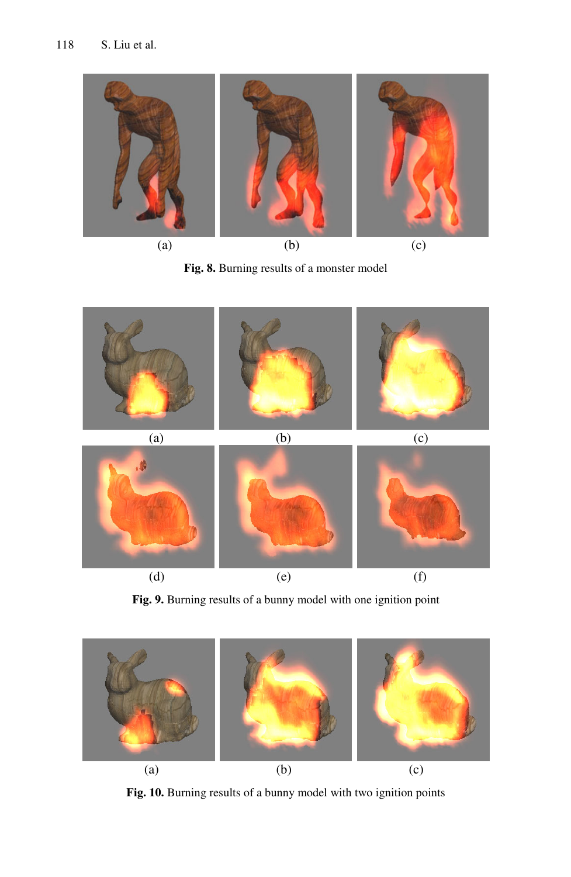(a) (b) (c)

**Fig. 8.** Burning results of a monster model

(a) (b) (c)

(d) (e) (f)

**Fig. 9.** Burning results of a bunny model with one ignition point

(a) (b) (c)

**Fig. 10.** Burning results of a bunny model with two ignition points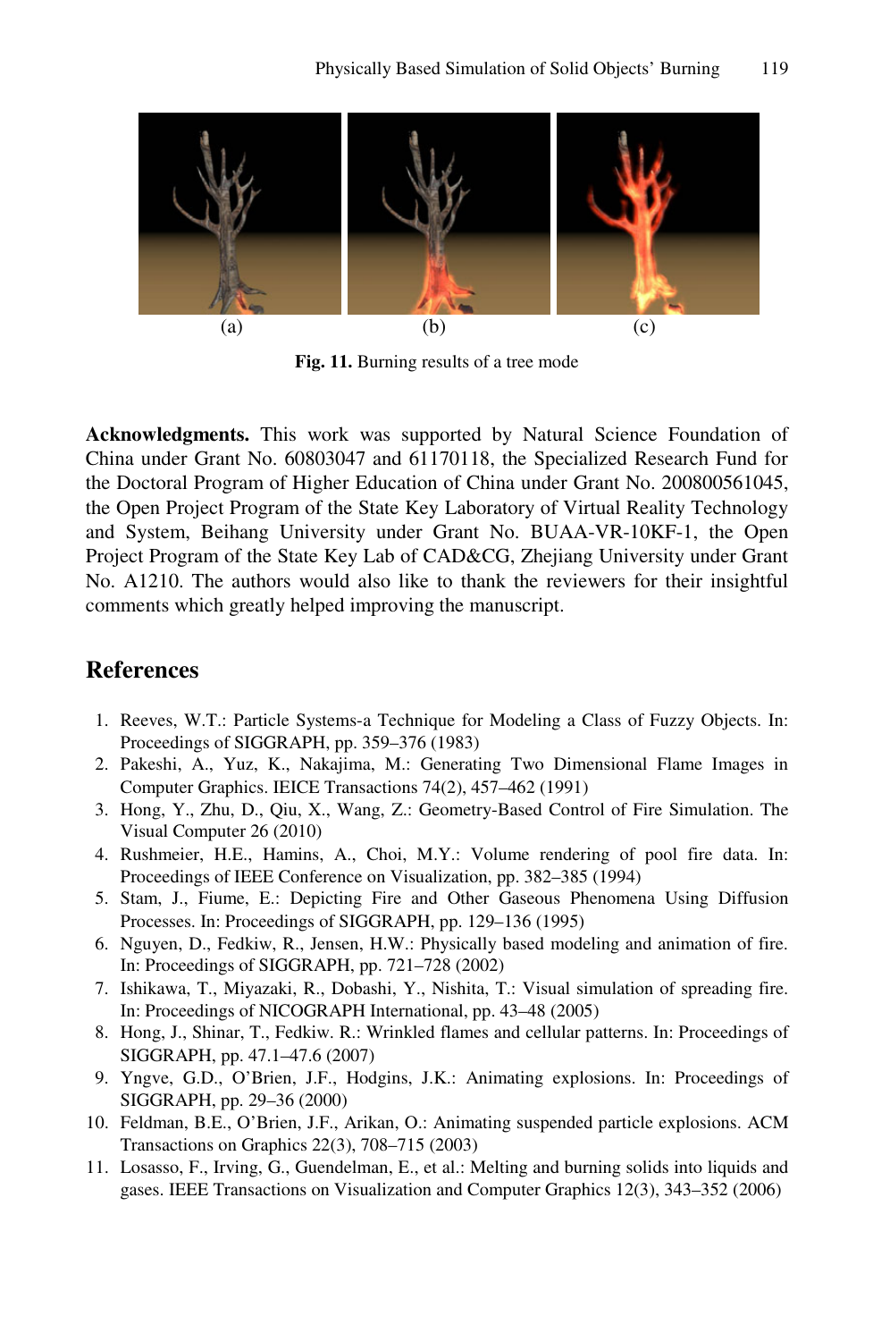(a) (b) (c)

**Fig. 11.** Burning results of a tree mode

**Acknowledgments.** This work was supported by Natural Science Foundation of China under Grant No. 60803047 and 61170118, the Specialized Research Fund for the Doctoral Program of Higher Education of China under Grant No. 200800561045, the Open Project Program of the State Key Laboratory of Virtual Reality Technology and System, Beihang University under Grant No. BUAA-VR-10KF-1, the Open Project Program of the State Key Lab of CAD&CG, Zhejiang University under Grant No. A1210. The authors would also like to thank the reviewers for their insightful comments which greatly helped improving the manuscript.

## References

1. Reeves, W.T.: Particle Systems-a Technique for Modeling a Class of Fuzzy Objects. In: Proceedings of SIGGRAPH, pp. 359–376 (1983)
2. Pakeshi, A., Yuz, K., Nakajima, M.: Generating Two Dimensional Flame Images in Computer Graphics. IEICE Transactions 74(2), 457–462 (1991)
3. Hong, Y., Zhu, D., Qiu, X., Wang, Z.: Geometry-Based Control of Fire Simulation. The Visual Computer 26 (2010)
4. Rushmeier, H.E., Hamins, A., Choi, M.Y.: Volume rendering of pool fire data. In: Proceedings of IEEE Conference on Visualization, pp. 382–385 (1994)
5. Stam, J., Fiume, E.: Depicting Fire and Other Gaseous Phenomena Using Diffusion Processes. In: Proceedings of SIGGRAPH, pp. 129–136 (1995)
6. Nguyen, D., Fedkiw, R., Jensen, H.W.: Physically based modeling and animation of fire. In: Proceedings of SIGGRAPH, pp. 721–728 (2002)
7. Ishikawa, T., Miyazaki, R., Dobashi, Y., Nishita, T.: Visual simulation of spreading fire. In: Proceedings of NICOGRAPH International, pp. 43–48 (2005)
8. Hong, J., Shinar, T., Fedkiw. R.: Wrinkled flames and cellular patterns. In: Proceedings of SIGGRAPH, pp. 47.1–47.6 (2007)
9. Yngve, G.D., O'Brien, J.F., Hodgins, J.K.: Animating explosions. In: Proceedings of SIGGRAPH, pp. 29–36 (2000)
10. Feldman, B.E., O'Brien, J.F., Arikan, O.: Animating suspended particle explosions. ACM Transactions on Graphics 22(3), 708–715 (2003)
11. Losasso, F., Irving, G., Guendelman, E., et al.: Melting and burning solids into liquids and gases. IEEE Transactions on Visualization and Computer Graphics 12(3), 343–352 (2006)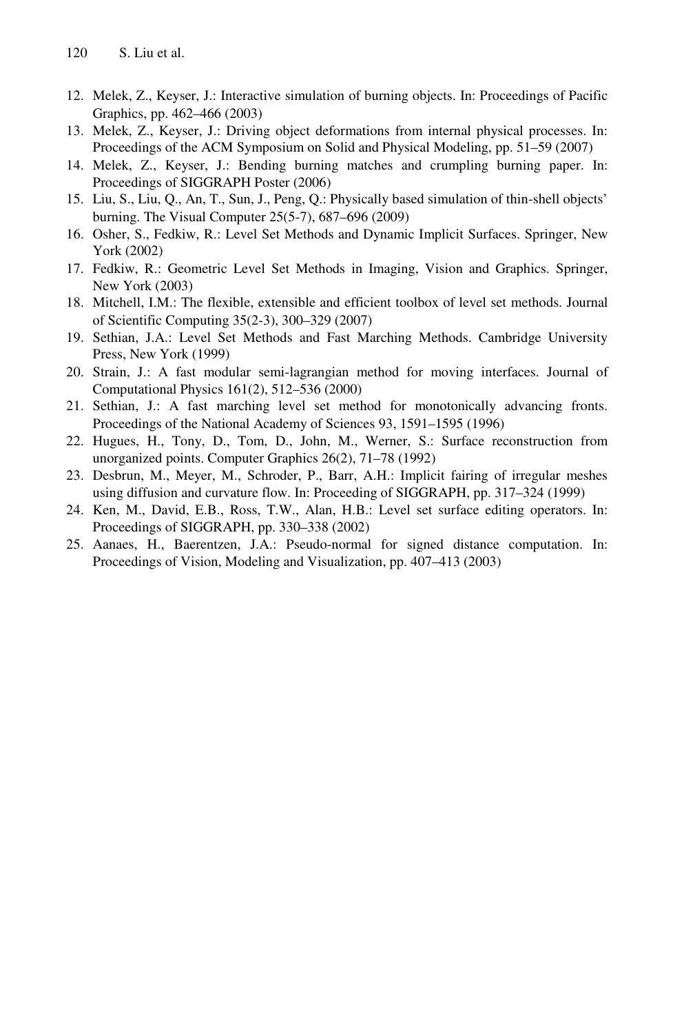12. Melek, Z., Keyser, J.: Interactive simulation of burning objects. In: Proceedings of Pacific Graphics, pp. 462–466 (2003)
13. Melek, Z., Keyser, J.: Driving object deformations from internal physical processes. In: Proceedings of the ACM Symposium on Solid and Physical Modeling, pp. 51–59 (2007)
14. Melek, Z., Keyser, J.: Bending burning matches and crumpling burning paper. In: Proceedings of SIGGRAPH Poster (2006)
15. Liu, S., Liu, Q., An, T., Sun, J., Peng, Q.: Physically based simulation of thin-shell objects' burning. The Visual Computer 25(5-7), 687–696 (2009)
16. Osher, S., Fedkiw, R.: Level Set Methods and Dynamic Implicit Surfaces. Springer, New York (2002)
17. Fedkiw, R.: Geometric Level Set Methods in Imaging, Vision and Graphics. Springer, New York (2003)
18. Mitchell, I.M.: The flexible, extensible and efficient toolbox of level set methods. Journal of Scientific Computing 35(2-3), 300–329 (2007)
19. Sethian, J.A.: Level Set Methods and Fast Marching Methods. Cambridge University Press, New York (1999)
20. Strain, J.: A fast modular semi-lagrangian method for moving interfaces. Journal of Computational Physics 161(2), 512–536 (2000)
21. Sethian, J.: A fast marching level set method for monotonically advancing fronts. Proceedings of the National Academy of Sciences 93, 1591–1595 (1996)
22. Hugues, H., Tony, D., Tom, D., John, M., Werner, S.: Surface reconstruction from unorganized points. Computer Graphics 26(2), 71–78 (1992)
23. Desbrun, M., Meyer, M., Schroder, P., Barr, A.H.: Implicit fairing of irregular meshes using diffusion and curvature flow. In: Proceeding of SIGGRAPH, pp. 317–324 (1999)
24. Ken, M., David, E.B., Ross, T.W., Alan, H.B.: Level set surface editing operators. In: Proceedings of SIGGRAPH, pp. 330–338 (2002)
25. Aanaes, H., Baerentzen, J.A.: Pseudo-normal for signed distance computation. In: Proceedings of Vision, Modeling and Visualization, pp. 407–413 (2003)